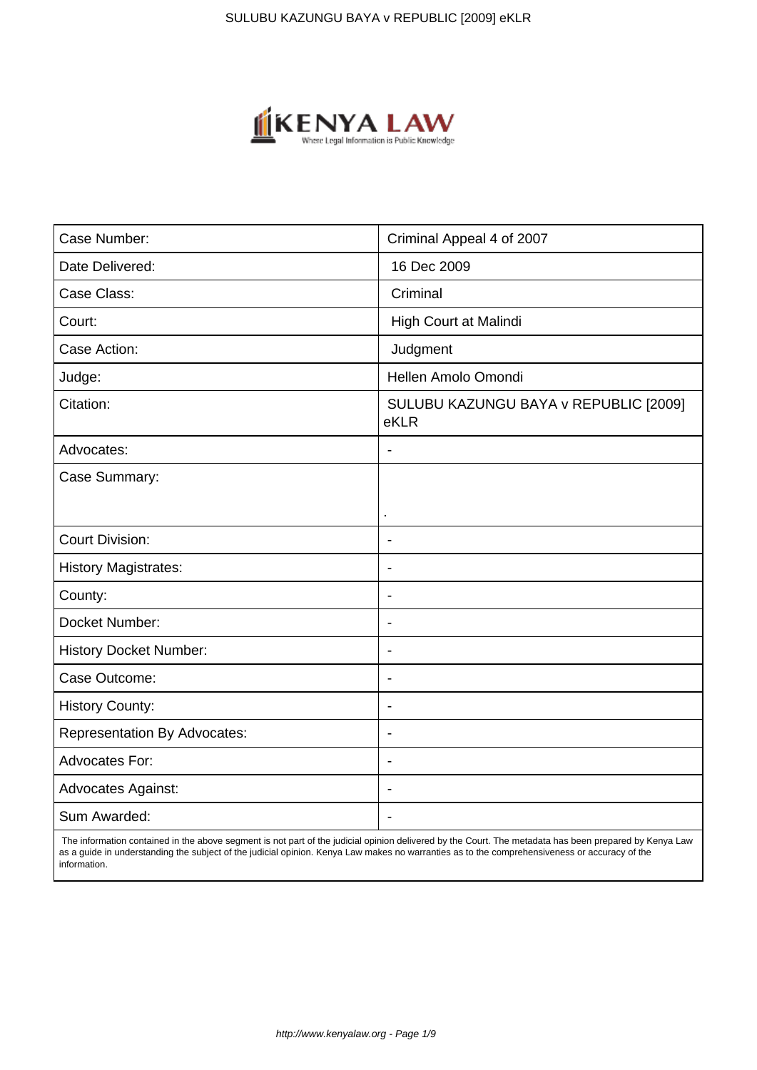| Case Number: | Criminal Appeal 4 of 2007 |
|---|---|
| Date Delivered: | 16 Dec 2009 |
| Case Class: | Criminal |
| Court: | High Court at Malindi |
| Case Action: | Judgment |
| Judge: | Hellen Amolo Omondi |
| Citation: | SULUBU KAZUNGU BAYA v REPUBLIC [2009] eKLR |
| Advocates: | - |
| Case Summary: | . |
| Court Division: | - |
| History Magistrates: | - |
| County: | - |
| Docket Number: | - |
| History Docket Number: | - |
| Case Outcome: | - |
| History County: | - |
| Representation By Advocates: | - |
| Advocates For: | - |
| Advocates Against: | - |
| Sum Awarded: | - |

The information contained in the above segment is not part of the judicial opinion delivered by the Court. The metadata has been prepared by Kenya Law as a guide in understanding the subject of the judicial opinion. Kenya Law makes no warranties as to the comprehensiveness or accuracy of the information.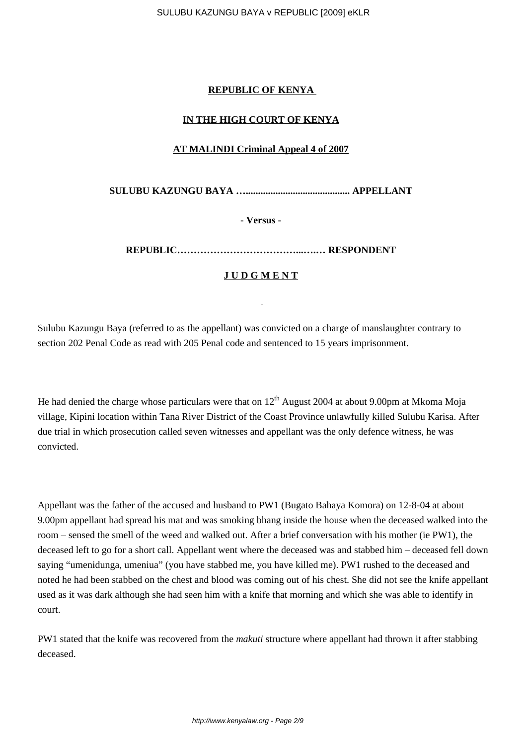**REPUBLIC OF KENYA**

**IN THE HIGH COURT OF KENYA**

**AT MALINDI Criminal Appeal 4 of 2007**

**SULUBU KAZUNGU BAYA …......................................... APPELLANT**

**- Versus -**

**REPUBLIC………………………………...….… RESPONDENT**

**J U D G M E N T**

Sulubu Kazungu Baya (referred to as the appellant) was convicted on a charge of manslaughter contrary to section 202 Penal Code as read with 205 Penal code and sentenced to 15 years imprisonment.

He had denied the charge whose particulars were that on 12th August 2004 at about 9.00pm at Mkoma Moja village, Kipini location within Tana River District of the Coast Province unlawfully killed Sulubu Karisa. After due trial in which prosecution called seven witnesses and appellant was the only defence witness, he was convicted.

Appellant was the father of the accused and husband to PW1 (Bugato Bahaya Komora) on 12-8-04 at about 9.00pm appellant had spread his mat and was smoking bhang inside the house when the deceased walked into the room – sensed the smell of the weed and walked out. After a brief conversation with his mother (ie PW1), the deceased left to go for a short call. Appellant went where the deceased was and stabbed him – deceased fell down saying "umenidunga, umeniua" (you have stabbed me, you have killed me). PW1 rushed to the deceased and noted he had been stabbed on the chest and blood was coming out of his chest. She did not see the knife appellant used as it was dark although she had seen him with a knife that morning and which she was able to identify in court.

PW1 stated that the knife was recovered from the *makuti* structure where appellant had thrown it after stabbing deceased.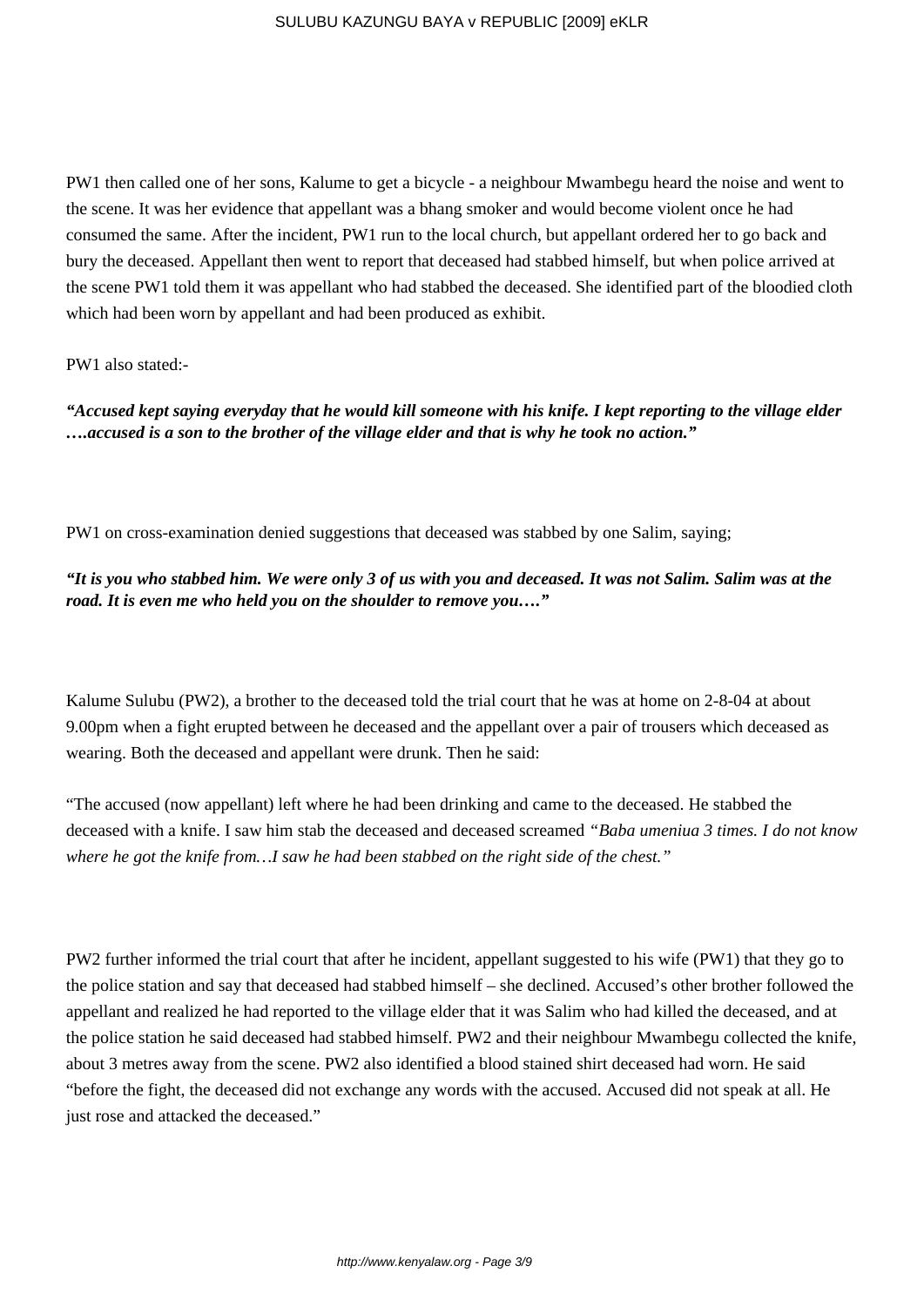PW1 then called one of her sons, Kalume to get a bicycle - a neighbour Mwambegu heard the noise and went to the scene. It was her evidence that appellant was a bhang smoker and would become violent once he had consumed the same. After the incident, PW1 run to the local church, but appellant ordered her to go back and bury the deceased. Appellant then went to report that deceased had stabbed himself, but when police arrived at the scene PW1 told them it was appellant who had stabbed the deceased. She identified part of the bloodied cloth which had been worn by appellant and had been produced as exhibit.

PW1 also stated:-

***"Accused kept saying everyday that he would kill someone with his knife. I kept reporting to the village elder ….accused is a son to the brother of the village elder and that is why he took no action."***

PW1 on cross-examination denied suggestions that deceased was stabbed by one Salim, saying;

***"It is you who stabbed him. We were only 3 of us with you and deceased. It was not Salim. Salim was at the road. It is even me who held you on the shoulder to remove you…."***

Kalume Sulubu (PW2), a brother to the deceased told the trial court that he was at home on 2-8-04 at about 9.00pm when a fight erupted between he deceased and the appellant over a pair of trousers which deceased as wearing. Both the deceased and appellant were drunk. Then he said:

"The accused (now appellant) left where he had been drinking and came to the deceased. He stabbed the deceased with a knife. I saw him stab the deceased and deceased screamed *"Baba umeniua 3 times. I do not know where he got the knife from…I saw he had been stabbed on the right side of the chest."*

PW2 further informed the trial court that after he incident, appellant suggested to his wife (PW1) that they go to the police station and say that deceased had stabbed himself – she declined. Accused's other brother followed the appellant and realized he had reported to the village elder that it was Salim who had killed the deceased, and at the police station he said deceased had stabbed himself. PW2 and their neighbour Mwambegu collected the knife, about 3 metres away from the scene. PW2 also identified a blood stained shirt deceased had worn. He said "before the fight, the deceased did not exchange any words with the accused. Accused did not speak at all. He just rose and attacked the deceased."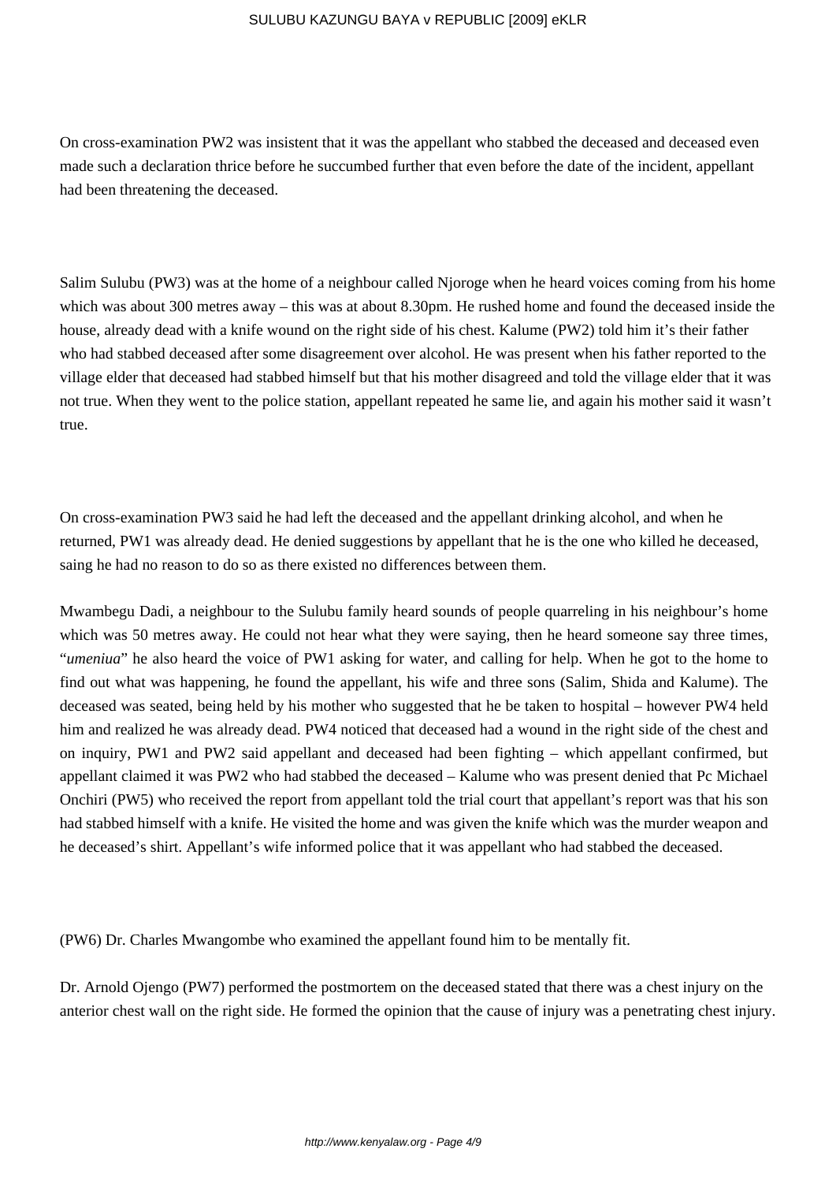On cross-examination PW2 was insistent that it was the appellant who stabbed the deceased and deceased even made such a declaration thrice before he succumbed further that even before the date of the incident, appellant had been threatening the deceased.

Salim Sulubu (PW3) was at the home of a neighbour called Njoroge when he heard voices coming from his home which was about 300 metres away – this was at about 8.30pm. He rushed home and found the deceased inside the house, already dead with a knife wound on the right side of his chest. Kalume (PW2) told him it's their father who had stabbed deceased after some disagreement over alcohol. He was present when his father reported to the village elder that deceased had stabbed himself but that his mother disagreed and told the village elder that it was not true. When they went to the police station, appellant repeated he same lie, and again his mother said it wasn't true.

On cross-examination PW3 said he had left the deceased and the appellant drinking alcohol, and when he returned, PW1 was already dead. He denied suggestions by appellant that he is the one who killed he deceased, saing he had no reason to do so as there existed no differences between them.

Mwambegu Dadi, a neighbour to the Sulubu family heard sounds of people quarreling in his neighbour's home which was 50 metres away. He could not hear what they were saying, then he heard someone say three times, "*umeniua*" he also heard the voice of PW1 asking for water, and calling for help. When he got to the home to find out what was happening, he found the appellant, his wife and three sons (Salim, Shida and Kalume). The deceased was seated, being held by his mother who suggested that he be taken to hospital – however PW4 held him and realized he was already dead. PW4 noticed that deceased had a wound in the right side of the chest and on inquiry, PW1 and PW2 said appellant and deceased had been fighting – which appellant confirmed, but appellant claimed it was PW2 who had stabbed the deceased – Kalume who was present denied that Pc Michael Onchiri (PW5) who received the report from appellant told the trial court that appellant's report was that his son had stabbed himself with a knife. He visited the home and was given the knife which was the murder weapon and he deceased's shirt. Appellant's wife informed police that it was appellant who had stabbed the deceased.

(PW6) Dr. Charles Mwangombe who examined the appellant found him to be mentally fit.

Dr. Arnold Ojengo (PW7) performed the postmortem on the deceased stated that there was a chest injury on the anterior chest wall on the right side. He formed the opinion that the cause of injury was a penetrating chest injury.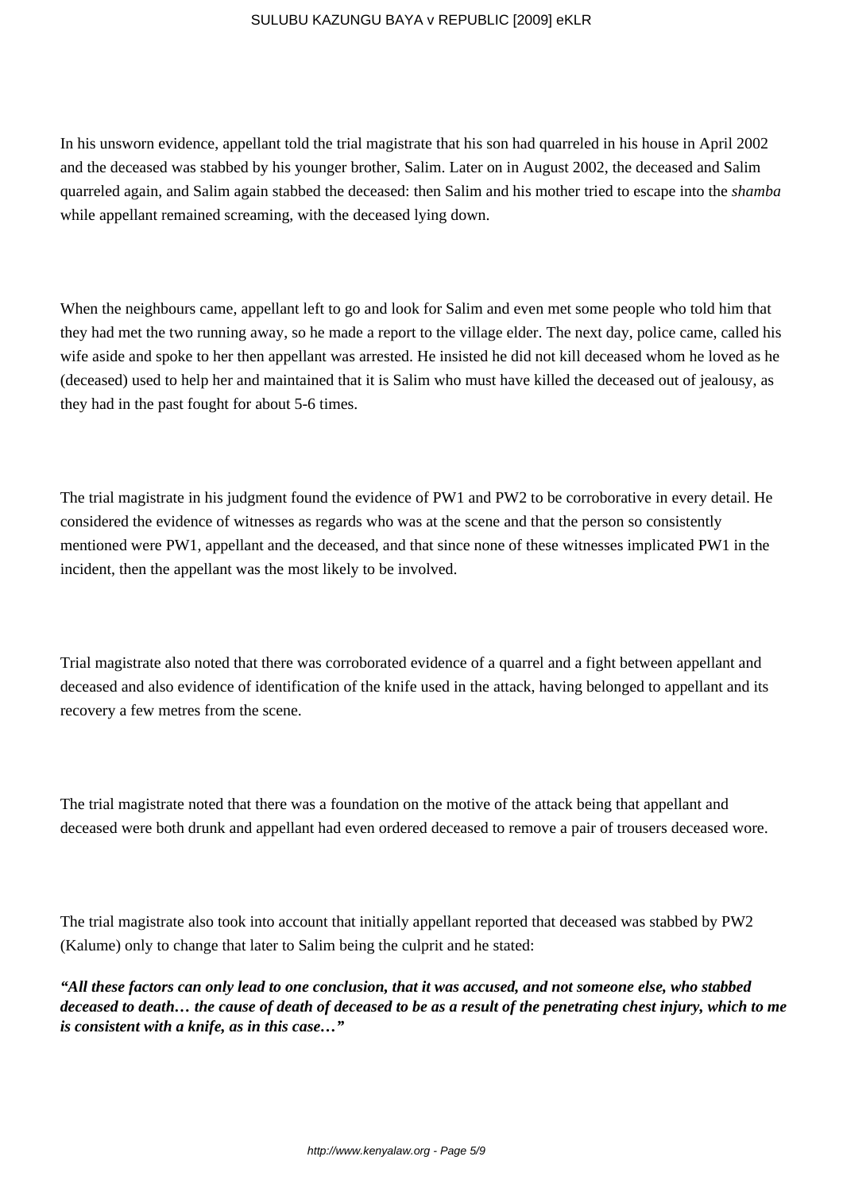In his unsworn evidence, appellant told the trial magistrate that his son had quarreled in his house in April 2002 and the deceased was stabbed by his younger brother, Salim. Later on in August 2002, the deceased and Salim quarreled again, and Salim again stabbed the deceased: then Salim and his mother tried to escape into the *shamba* while appellant remained screaming, with the deceased lying down.

When the neighbours came, appellant left to go and look for Salim and even met some people who told him that they had met the two running away, so he made a report to the village elder. The next day, police came, called his wife aside and spoke to her then appellant was arrested. He insisted he did not kill deceased whom he loved as he (deceased) used to help her and maintained that it is Salim who must have killed the deceased out of jealousy, as they had in the past fought for about 5-6 times.

The trial magistrate in his judgment found the evidence of PW1 and PW2 to be corroborative in every detail. He considered the evidence of witnesses as regards who was at the scene and that the person so consistently mentioned were PW1, appellant and the deceased, and that since none of these witnesses implicated PW1 in the incident, then the appellant was the most likely to be involved.

Trial magistrate also noted that there was corroborated evidence of a quarrel and a fight between appellant and deceased and also evidence of identification of the knife used in the attack, having belonged to appellant and its recovery a few metres from the scene.

The trial magistrate noted that there was a foundation on the motive of the attack being that appellant and deceased were both drunk and appellant had even ordered deceased to remove a pair of trousers deceased wore.

The trial magistrate also took into account that initially appellant reported that deceased was stabbed by PW2 (Kalume) only to change that later to Salim being the culprit and he stated:

***"All these factors can only lead to one conclusion, that it was accused, and not someone else, who stabbed deceased to death… the cause of death of deceased to be as a result of the penetrating chest injury, which to me is consistent with a knife, as in this case…"***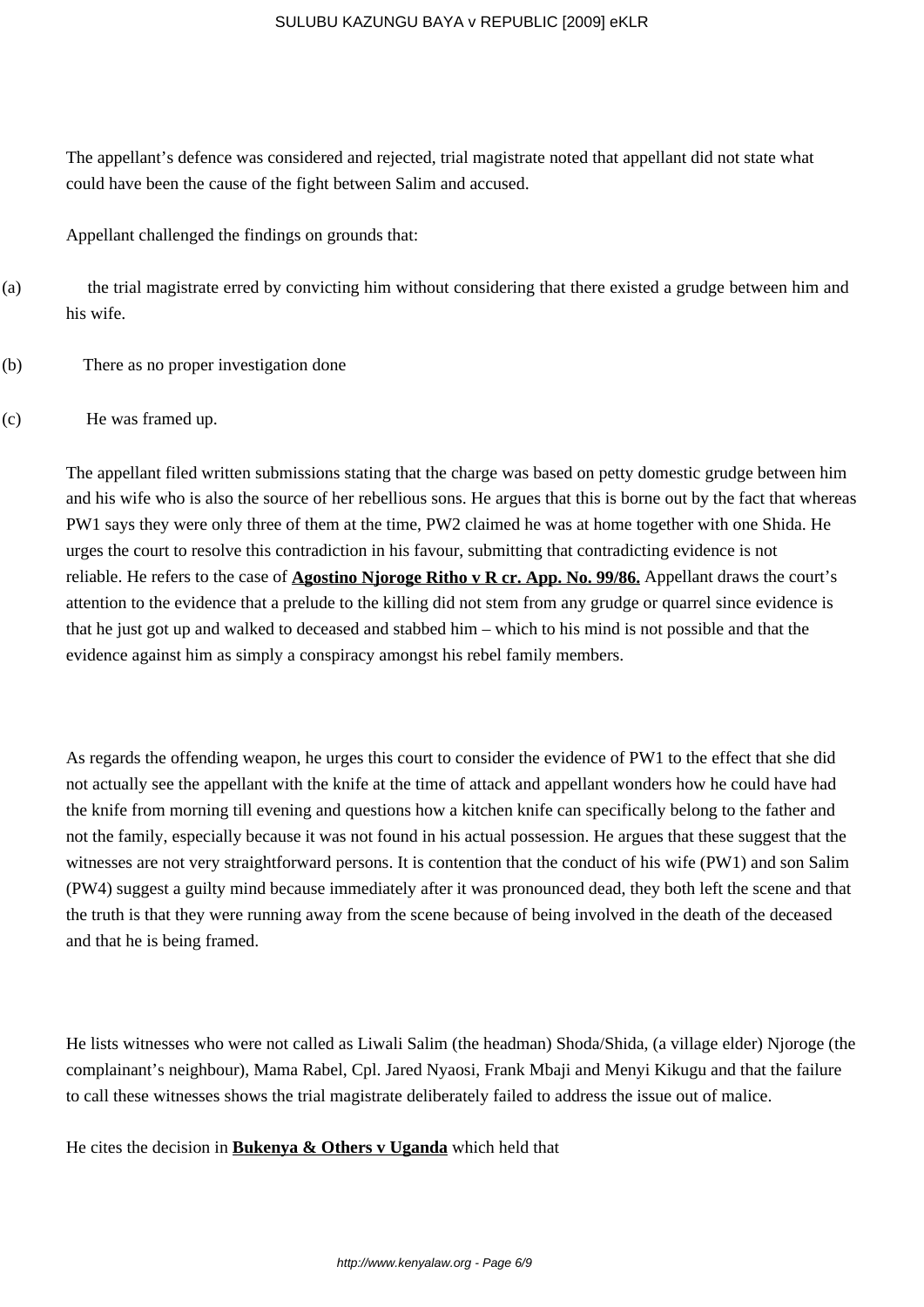The appellant's defence was considered and rejected, trial magistrate noted that appellant did not state what could have been the cause of the fight between Salim and accused.

Appellant challenged the findings on grounds that:

(a) the trial magistrate erred by convicting him without considering that there existed a grudge between him and his wife.

(b) There as no proper investigation done

(c) He was framed up.

The appellant filed written submissions stating that the charge was based on petty domestic grudge between him and his wife who is also the source of her rebellious sons. He argues that this is borne out by the fact that whereas PW1 says they were only three of them at the time, PW2 claimed he was at home together with one Shida. He urges the court to resolve this contradiction in his favour, submitting that contradicting evidence is not reliable. He refers to the case of **Agostino Njoroge Ritho v R cr. App. No. 99/86.** Appellant draws the court's attention to the evidence that a prelude to the killing did not stem from any grudge or quarrel since evidence is that he just got up and walked to deceased and stabbed him – which to his mind is not possible and that the evidence against him as simply a conspiracy amongst his rebel family members.

As regards the offending weapon, he urges this court to consider the evidence of PW1 to the effect that she did not actually see the appellant with the knife at the time of attack and appellant wonders how he could have had the knife from morning till evening and questions how a kitchen knife can specifically belong to the father and not the family, especially because it was not found in his actual possession. He argues that these suggest that the witnesses are not very straightforward persons. It is contention that the conduct of his wife (PW1) and son Salim (PW4) suggest a guilty mind because immediately after it was pronounced dead, they both left the scene and that the truth is that they were running away from the scene because of being involved in the death of the deceased and that he is being framed.

He lists witnesses who were not called as Liwali Salim (the headman) Shoda/Shida, (a village elder) Njoroge (the complainant's neighbour), Mama Rabel, Cpl. Jared Nyaosi, Frank Mbaji and Menyi Kikugu and that the failure to call these witnesses shows the trial magistrate deliberately failed to address the issue out of malice.

He cites the decision in **Bukenya & Others v Uganda** which held that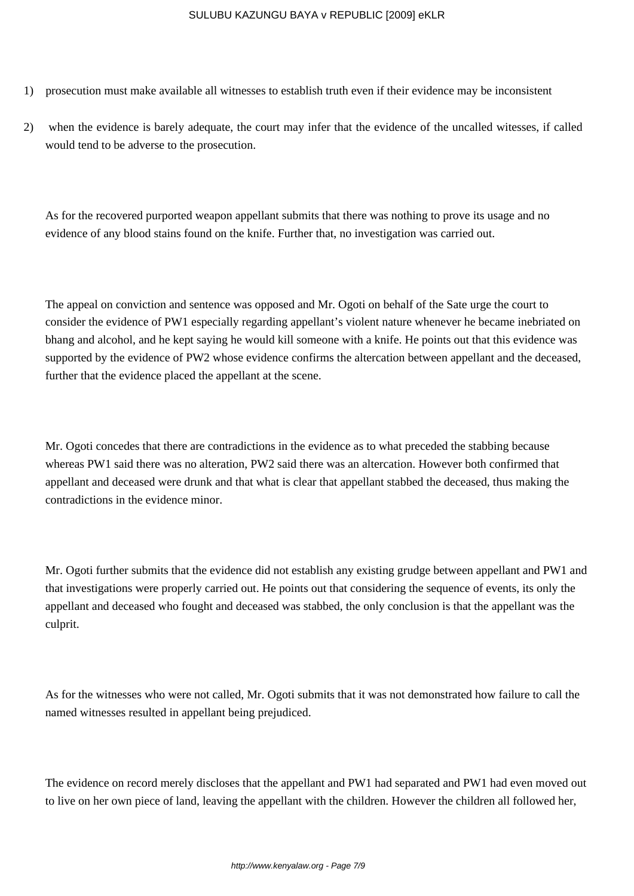1) prosecution must make available all witnesses to establish truth even if their evidence may be inconsistent

2) when the evidence is barely adequate, the court may infer that the evidence of the uncalled witesses, if called would tend to be adverse to the prosecution.

As for the recovered purported weapon appellant submits that there was nothing to prove its usage and no evidence of any blood stains found on the knife. Further that, no investigation was carried out.

The appeal on conviction and sentence was opposed and Mr. Ogoti on behalf of the Sate urge the court to consider the evidence of PW1 especially regarding appellant's violent nature whenever he became inebriated on bhang and alcohol, and he kept saying he would kill someone with a knife. He points out that this evidence was supported by the evidence of PW2 whose evidence confirms the altercation between appellant and the deceased, further that the evidence placed the appellant at the scene.

Mr. Ogoti concedes that there are contradictions in the evidence as to what preceded the stabbing because whereas PW1 said there was no alteration, PW2 said there was an altercation. However both confirmed that appellant and deceased were drunk and that what is clear that appellant stabbed the deceased, thus making the contradictions in the evidence minor.

Mr. Ogoti further submits that the evidence did not establish any existing grudge between appellant and PW1 and that investigations were properly carried out. He points out that considering the sequence of events, its only the appellant and deceased who fought and deceased was stabbed, the only conclusion is that the appellant was the culprit.

As for the witnesses who were not called, Mr. Ogoti submits that it was not demonstrated how failure to call the named witnesses resulted in appellant being prejudiced.

The evidence on record merely discloses that the appellant and PW1 had separated and PW1 had even moved out to live on her own piece of land, leaving the appellant with the children. However the children all followed her,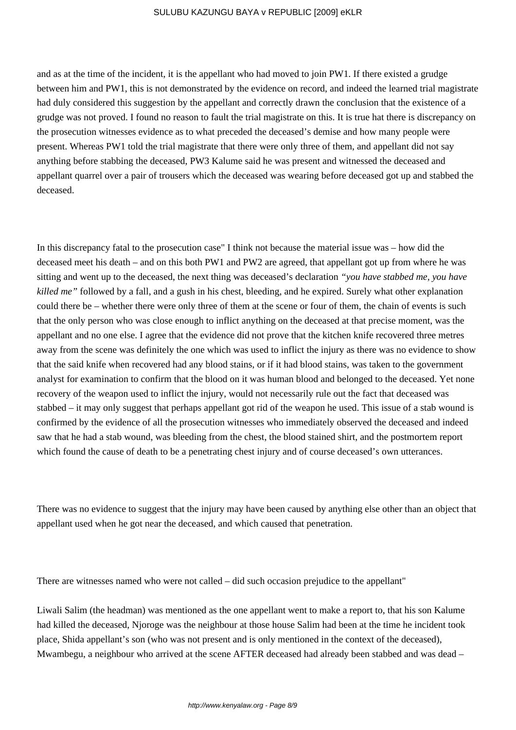and as at the time of the incident, it is the appellant who had moved to join PW1. If there existed a grudge between him and PW1, this is not demonstrated by the evidence on record, and indeed the learned trial magistrate had duly considered this suggestion by the appellant and correctly drawn the conclusion that the existence of a grudge was not proved. I found no reason to fault the trial magistrate on this. It is true hat there is discrepancy on the prosecution witnesses evidence as to what preceded the deceased's demise and how many people were present. Whereas PW1 told the trial magistrate that there were only three of them, and appellant did not say anything before stabbing the deceased, PW3 Kalume said he was present and witnessed the deceased and appellant quarrel over a pair of trousers which the deceased was wearing before deceased got up and stabbed the deceased.

In this discrepancy fatal to the prosecution case" I think not because the material issue was – how did the deceased meet his death – and on this both PW1 and PW2 are agreed, that appellant got up from where he was sitting and went up to the deceased, the next thing was deceased's declaration *"you have stabbed me, you have killed me"* followed by a fall, and a gush in his chest, bleeding, and he expired. Surely what other explanation could there be – whether there were only three of them at the scene or four of them, the chain of events is such that the only person who was close enough to inflict anything on the deceased at that precise moment, was the appellant and no one else. I agree that the evidence did not prove that the kitchen knife recovered three metres away from the scene was definitely the one which was used to inflict the injury as there was no evidence to show that the said knife when recovered had any blood stains, or if it had blood stains, was taken to the government analyst for examination to confirm that the blood on it was human blood and belonged to the deceased. Yet none recovery of the weapon used to inflict the injury, would not necessarily rule out the fact that deceased was stabbed – it may only suggest that perhaps appellant got rid of the weapon he used. This issue of a stab wound is confirmed by the evidence of all the prosecution witnesses who immediately observed the deceased and indeed saw that he had a stab wound, was bleeding from the chest, the blood stained shirt, and the postmortem report which found the cause of death to be a penetrating chest injury and of course deceased's own utterances.

There was no evidence to suggest that the injury may have been caused by anything else other than an object that appellant used when he got near the deceased, and which caused that penetration.

There are witnesses named who were not called – did such occasion prejudice to the appellant"

Liwali Salim (the headman) was mentioned as the one appellant went to make a report to, that his son Kalume had killed the deceased, Njoroge was the neighbour at those house Salim had been at the time he incident took place, Shida appellant's son (who was not present and is only mentioned in the context of the deceased), Mwambegu, a neighbour who arrived at the scene AFTER deceased had already been stabbed and was dead –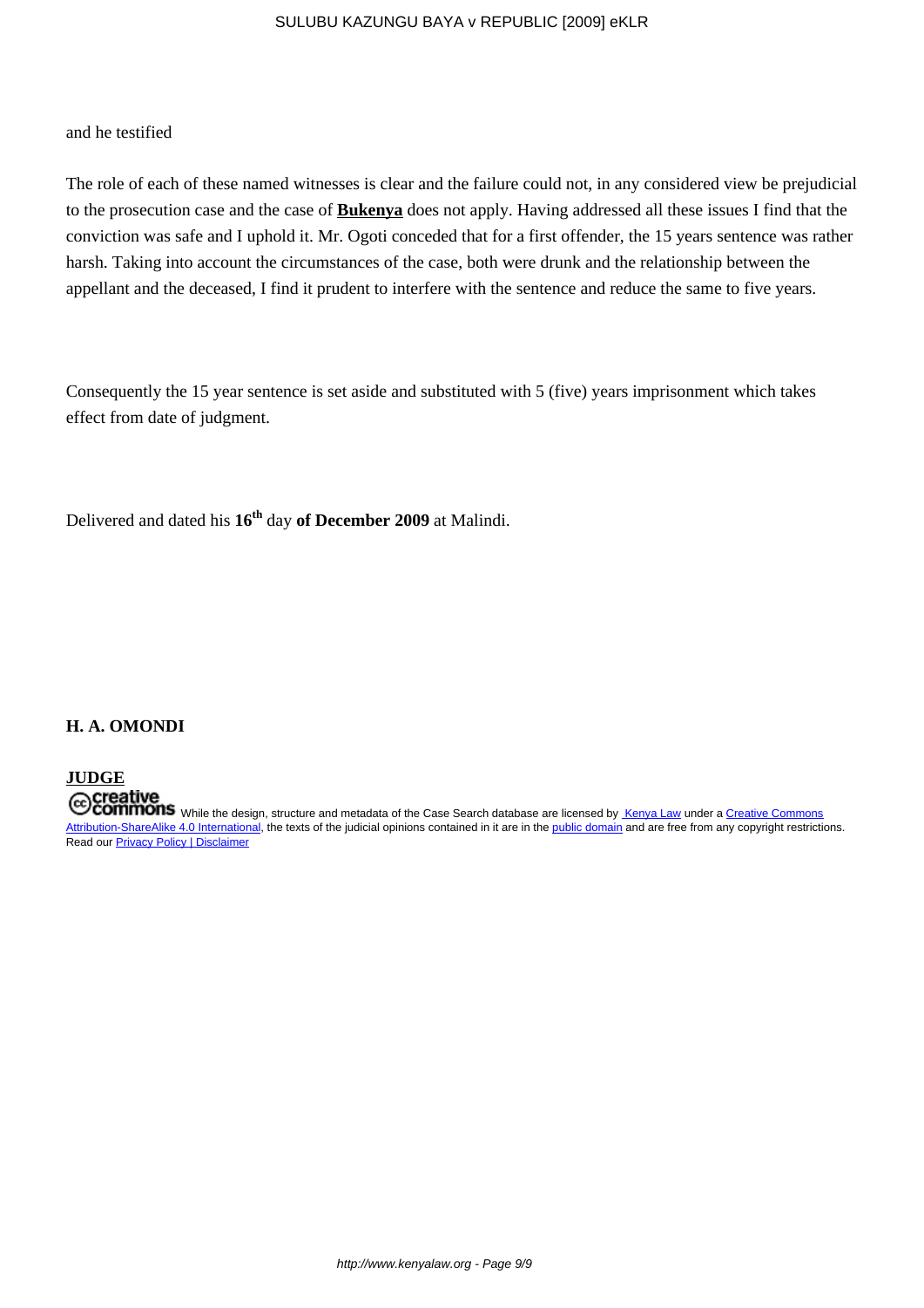and he testified

The role of each of these named witnesses is clear and the failure could not, in any considered view be prejudicial to the prosecution case and the case of **Bukenya** does not apply. Having addressed all these issues I find that the conviction was safe and I uphold it. Mr. Ogoti conceded that for a first offender, the 15 years sentence was rather harsh. Taking into account the circumstances of the case, both were drunk and the relationship between the appellant and the deceased, I find it prudent to interfere with the sentence and reduce the same to five years.

Consequently the 15 year sentence is set aside and substituted with 5 (five) years imprisonment which takes effect from date of judgment.

Delivered and dated his **16th** day **of December 2009** at Malindi.

**H. A. OMONDI**

**JUDGE**

While the design, structure and metadata of the Case Search database are licensed by Kenya Law under a Creative Commons Attribution-ShareAlike 4.0 International, the texts of the judicial opinions contained in it are in the public domain and are free from any copyright restrictions. Read our Privacy Policy | Disclaimer